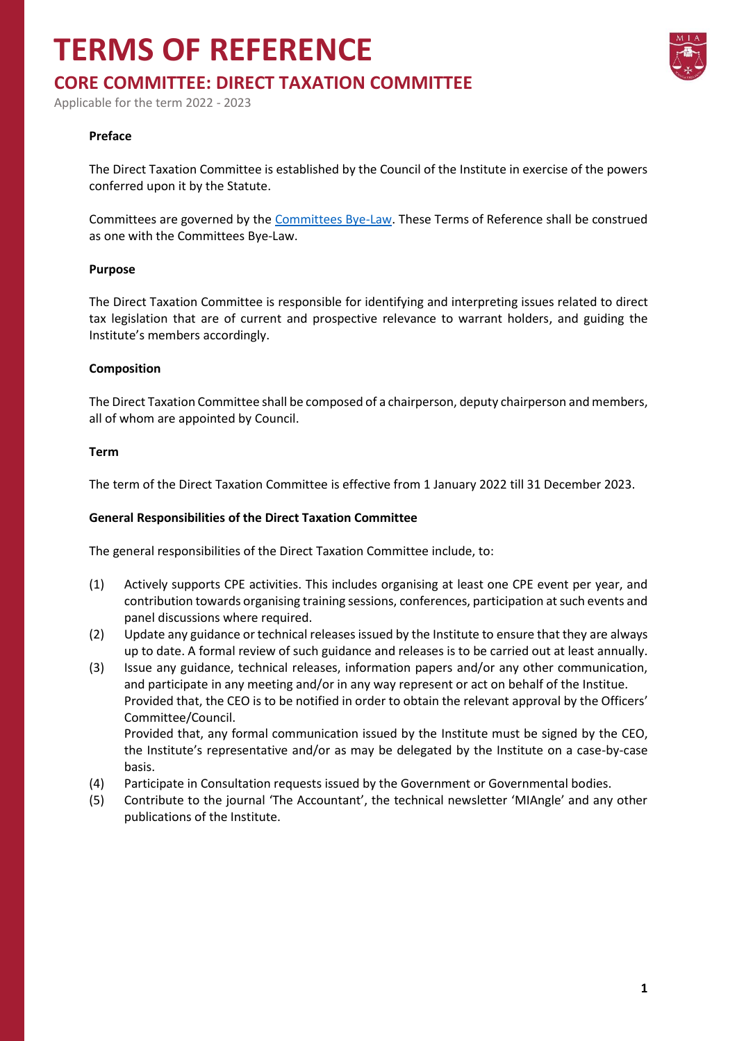# TERMS OF REFERENCE

## CORE COMMITTEE: DIRECT TAXATION COMMITTEE

Applicable for the term 2022 - 2023

**Preface**

The Direct Taxation Committee is established by the Council of the Institute in exercise of the powers conferred upon it by the Statute.

Committees are governed by the Committees Bye-Law. These Terms of Reference shall be construed as one with the Committees Bye-Law.

**Purpose**

The Direct Taxation Committee is responsible for identifying and interpreting issues related to direct tax legislation that are of current and prospective relevance to warrant holders, and guiding the Institute's members accordingly.

**Composition**

The Direct Taxation Committee shall be composed of a chairperson, deputy chairperson and members, all of whom are appointed by Council.

**Term**

The term of the Direct Taxation Committee is effective from 1 January 2022 till 31 December 2023.

**General Responsibilities of the Direct Taxation Committee**

The general responsibilities of the Direct Taxation Committee include, to:

(1) Actively supports CPE activities. This includes organising at least one CPE event per year, and contribution towards organising training sessions, conferences, participation at such events and panel discussions where required.

(2) Update any guidance or technical releases issued by the Institute to ensure that they are always up to date. A formal review of such guidance and releases is to be carried out at least annually.

(3) Issue any guidance, technical releases, information papers and/or any other communication, and participate in any meeting and/or in any way represent or act on behalf of the Institue. Provided that, the CEO is to be notified in order to obtain the relevant approval by the Officers' Committee/Council.
Provided that, any formal communication issued by the Institute must be signed by the CEO, the Institute's representative and/or as may be delegated by the Institute on a case-by-case basis.

(4) Participate in Consultation requests issued by the Government or Governmental bodies.

(5) Contribute to the journal 'The Accountant', the technical newsletter 'MIAngle' and any other publications of the Institute.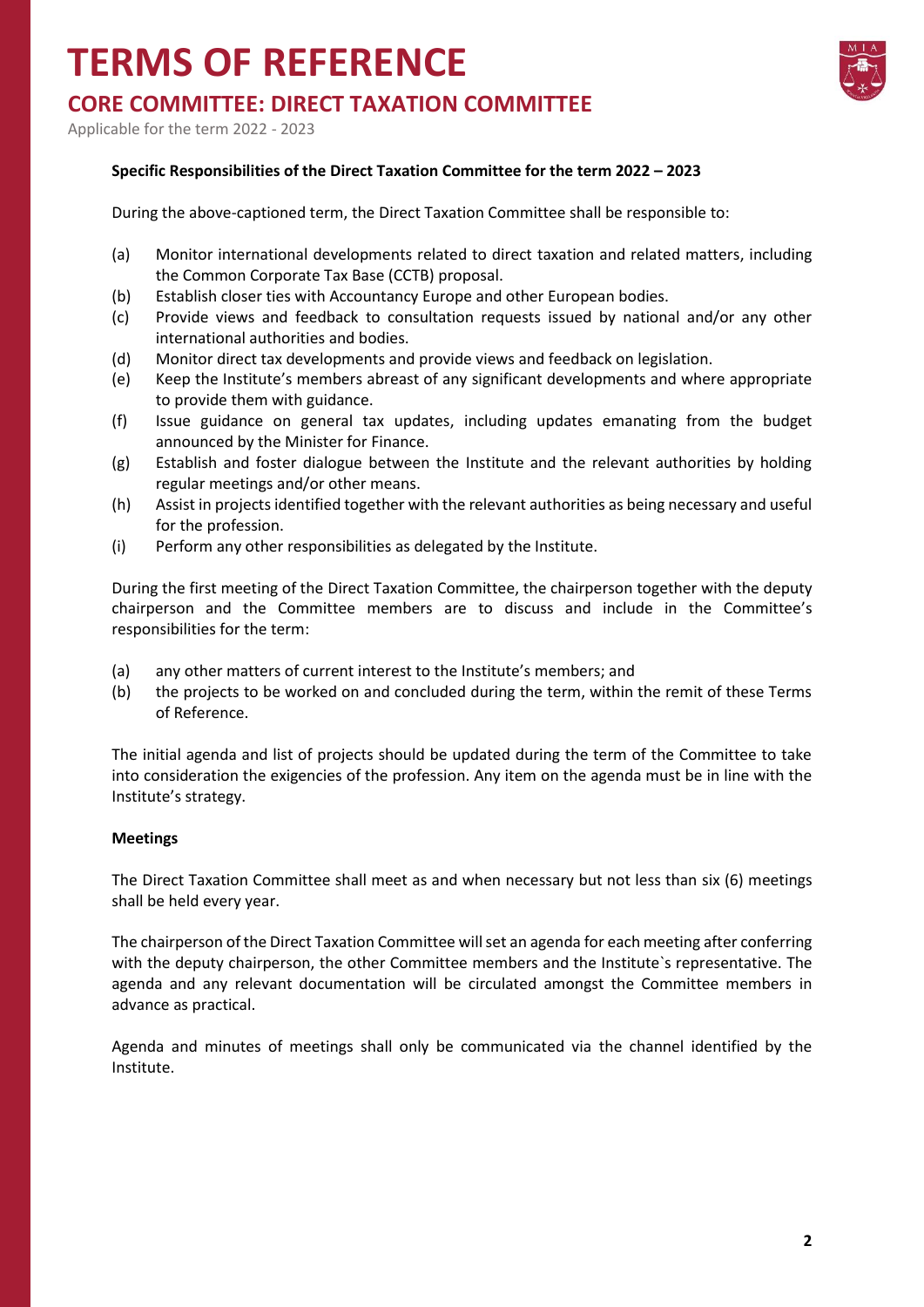# TERMS OF REFERENCE

## CORE COMMITTEE: DIRECT TAXATION COMMITTEE

Applicable for the term 2022 - 2023

**Specific Responsibilities of the Direct Taxation Committee for the term 2022 – 2023**

During the above-captioned term, the Direct Taxation Committee shall be responsible to:

(a) Monitor international developments related to direct taxation and related matters, including the Common Corporate Tax Base (CCTB) proposal.
(b) Establish closer ties with Accountancy Europe and other European bodies.
(c) Provide views and feedback to consultation requests issued by national and/or any other international authorities and bodies.
(d) Monitor direct tax developments and provide views and feedback on legislation.
(e) Keep the Institute's members abreast of any significant developments and where appropriate to provide them with guidance.
(f) Issue guidance on general tax updates, including updates emanating from the budget announced by the Minister for Finance.
(g) Establish and foster dialogue between the Institute and the relevant authorities by holding regular meetings and/or other means.
(h) Assist in projects identified together with the relevant authorities as being necessary and useful for the profession.
(i) Perform any other responsibilities as delegated by the Institute.

During the first meeting of the Direct Taxation Committee, the chairperson together with the deputy chairperson and the Committee members are to discuss and include in the Committee's responsibilities for the term:

(a) any other matters of current interest to the Institute's members; and
(b) the projects to be worked on and concluded during the term, within the remit of these Terms of Reference.

The initial agenda and list of projects should be updated during the term of the Committee to take into consideration the exigencies of the profession. Any item on the agenda must be in line with the Institute's strategy.

**Meetings**

The Direct Taxation Committee shall meet as and when necessary but not less than six (6) meetings shall be held every year.

The chairperson of the Direct Taxation Committee will set an agenda for each meeting after conferring with the deputy chairperson, the other Committee members and the Institute`s representative. The agenda and any relevant documentation will be circulated amongst the Committee members in advance as practical.

Agenda and minutes of meetings shall only be communicated via the channel identified by the Institute.